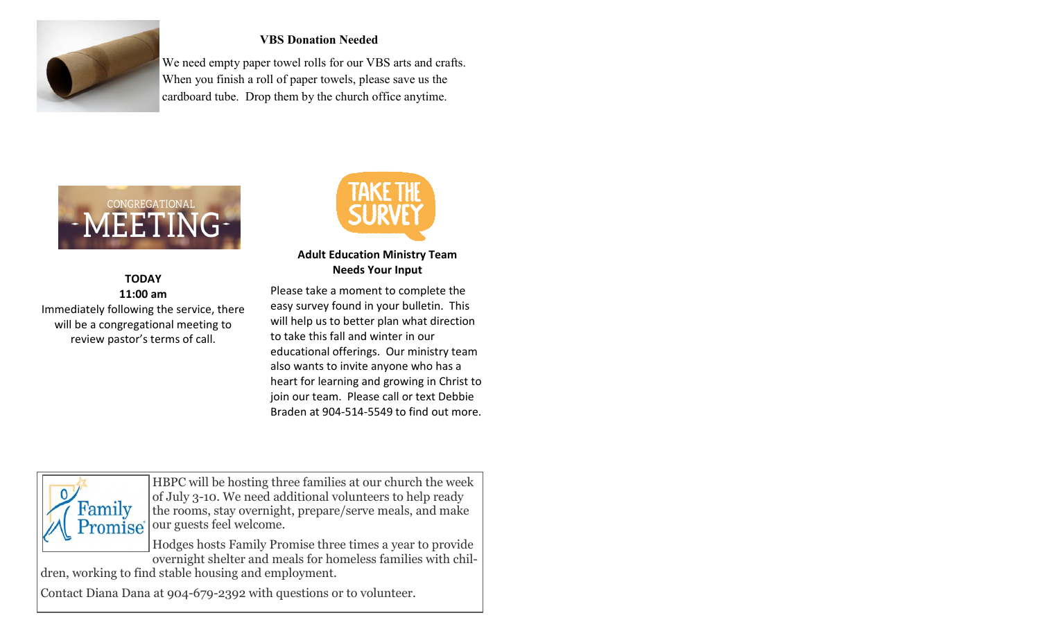## VBS Donation Needed

We need empty paper towel rolls for our VBS arts and crafts. When you finish a roll of paper towels, please save us the cardboard tube. Drop them by the church office anytime.

## CONGREGATIONAL MEETING

**TODAY**
**11:00 am**

Immediately following the service, there will be a congregational meeting to review pastor's terms of call.

## TAKE THE SURVEY

**Adult Education Ministry Team Needs Your Input**

Please take a moment to complete the easy survey found in your bulletin. This will help us to better plan what direction to take this fall and winter in our educational offerings. Our ministry team also wants to invite anyone who has a heart for learning and growing in Christ to join our team. Please call or text Debbie Braden at 904-514-5549 to find out more.

## Family Promise

HBPC will be hosting three families at our church the week of July 3-10. We need additional volunteers to help ready the rooms, stay overnight, prepare/serve meals, and make our guests feel welcome.

Hodges hosts Family Promise three times a year to provide overnight shelter and meals for homeless families with children, working to find stable housing and employment.

Contact Diana Dana at 904-679-2392 with questions or to volunteer.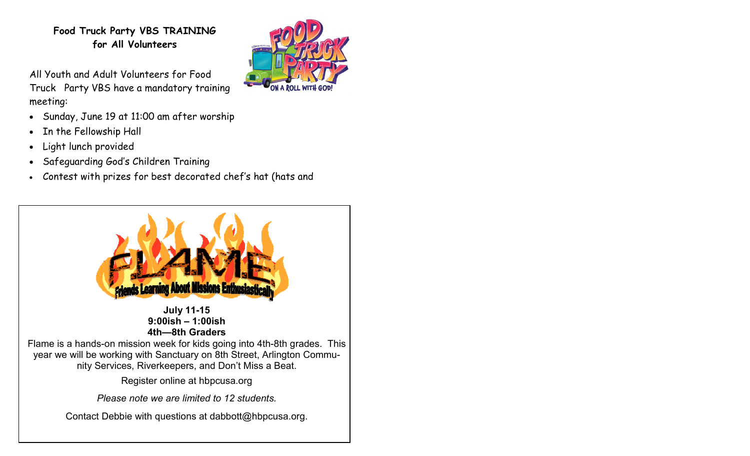**Food Truck Party VBS TRAINING for All Volunteers**

All Youth and Adult Volunteers for Food Truck Party VBS have a mandatory training meeting:

- Sunday, June 19 at 11:00 am after worship
- In the Fellowship Hall
- Light lunch provided
- Safeguarding God's Children Training
- Contest with prizes for best decorated chef's hat (hats and

F.L.A.M.E.

Friends Learning About Missions Enthusiastically

**July 11-15**
**9:00ish – 1:00ish**
**4th—8th Graders**

Flame is a hands-on mission week for kids going into 4th-8th grades. This year we will be working with Sanctuary on 8th Street, Arlington Community Services, Riverkeepers, and Don't Miss a Beat.

Register online at hbpcusa.org

*Please note we are limited to 12 students.*

Contact Debbie with questions at dabbott@hbpcusa.org.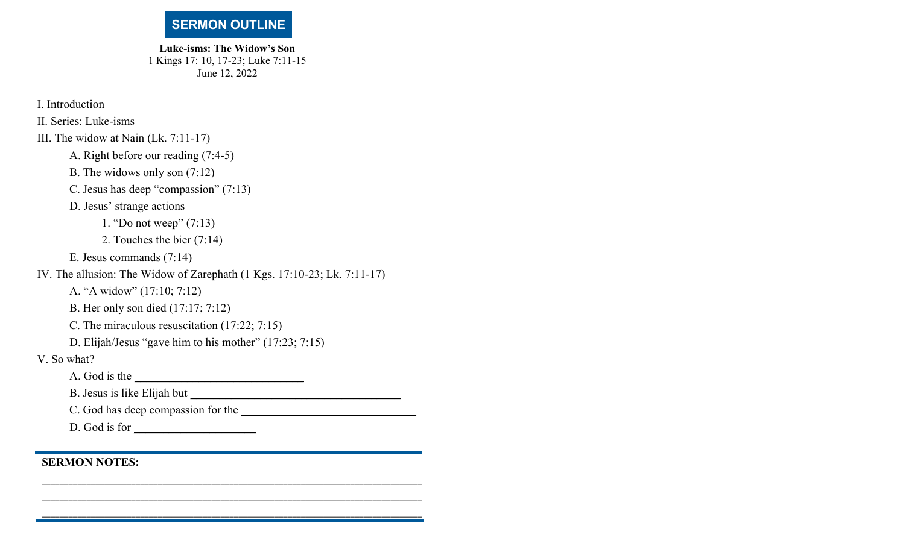# SERMON OUTLINE

**Luke-isms: The Widow's Son**
1 Kings 17: 10, 17-23; Luke 7:11-15
June 12, 2022

I. Introduction

II. Series: Luke-isms

III. The widow at Nain (Lk. 7:11-17)

- A. Right before our reading (7:4-5)
- B. The widows only son (7:12)
- C. Jesus has deep "compassion" (7:13)
- D. Jesus' strange actions
    1. "Do not weep" (7:13)
    2. Touches the bier (7:14)
- E. Jesus commands (7:14)

IV. The allusion: The Widow of Zarephath (1 Kgs. 17:10-23; Lk. 7:11-17)

- A. "A widow" (17:10; 7:12)
- B. Her only son died (17:17; 7:12)
- C. The miraculous resuscitation (17:22; 7:15)
- D. Elijah/Jesus "gave him to his mother" (17:23; 7:15)

V. So what?

- A. God is the ____________________________
- B. Jesus is like Elijah but ___________________________________
- C. God has deep compassion for the _____________________________
- D. God is for ____________________

**SERMON NOTES:**

_________________________________________________________________

_________________________________________________________________

_________________________________________________________________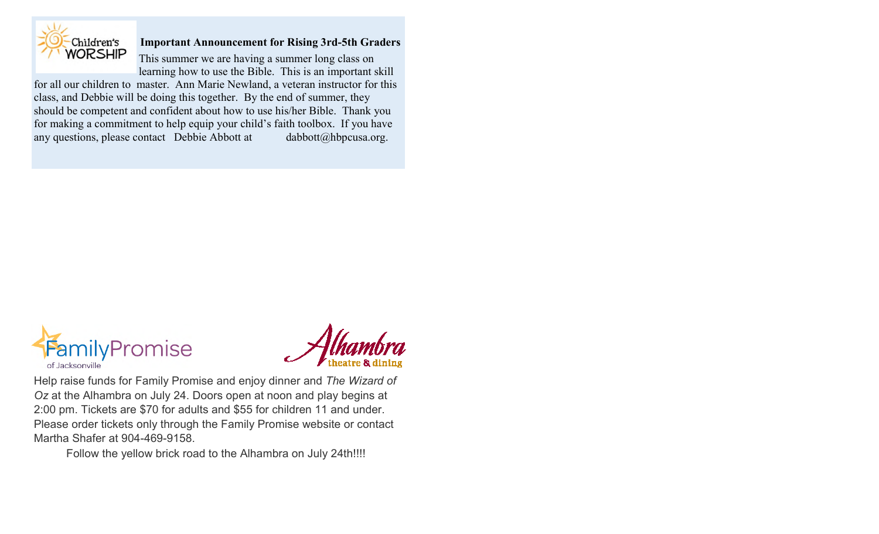Children's WORSHIP

**Important Announcement for Rising 3rd-5th Graders**

This summer we are having a summer long class on learning how to use the Bible. This is an important skill for all our children to master. Ann Marie Newland, a veteran instructor for this class, and Debbie will be doing this together. By the end of summer, they should be competent and confident about how to use his/her Bible. Thank you for making a commitment to help equip your child's faith toolbox. If you have any questions, please contact Debbie Abbott at dabbott@hbpcusa.org.

FamilyPromise of Jacksonville

Alhambra theatre & dining

Help raise funds for Family Promise and enjoy dinner and *The Wizard of Oz* at the Alhambra on July 24. Doors open at noon and play begins at 2:00 pm. Tickets are $70 for adults and $55 for children 11 and under. Please order tickets only through the Family Promise website or contact Martha Shafer at 904-469-9158.

Follow the yellow brick road to the Alhambra on July 24th!!!!